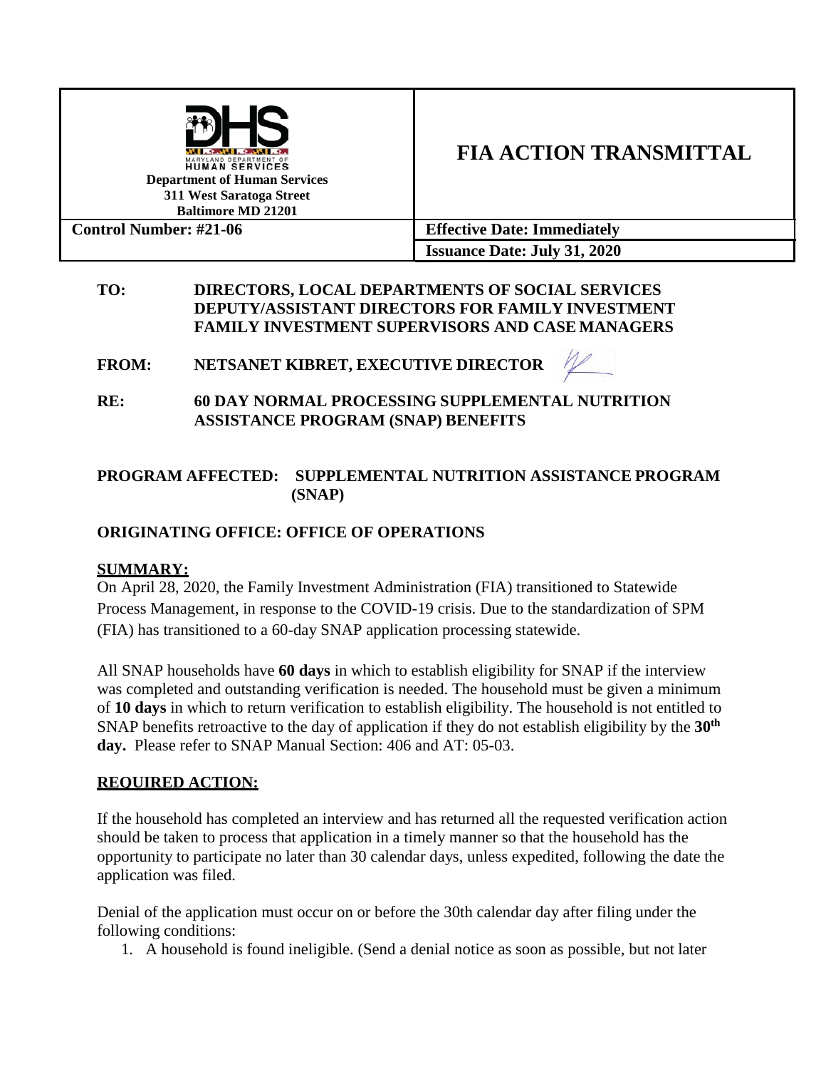| Department of Human Services<br>311 West Saratoga Street<br>Baltimore MD 21201 | **FIA ACTION TRANSMITTAL** |
| --- | --- |
| **Control Number: #21-06** | **Effective Date: Immediately** |
| | **Issuance Date: July 31, 2020** |

**TO:** DIRECTORS, LOCAL DEPARTMENTS OF SOCIAL SERVICES
DEPUTY/ASSISTANT DIRECTORS FOR FAMILY INVESTMENT
FAMILY INVESTMENT SUPERVISORS AND CASE MANAGERS

**FROM:** NETSANET KIBRET, EXECUTIVE DIRECTOR

**RE:** 60 DAY NORMAL PROCESSING SUPPLEMENTAL NUTRITION ASSISTANCE PROGRAM (SNAP) BENEFITS

**PROGRAM AFFECTED:** SUPPLEMENTAL NUTRITION ASSISTANCE PROGRAM (SNAP)

**ORIGINATING OFFICE: OFFICE OF OPERATIONS**

## SUMMARY:

On April 28, 2020, the Family Investment Administration (FIA) transitioned to Statewide Process Management, in response to the COVID-19 crisis. Due to the standardization of SPM (FIA) has transitioned to a 60-day SNAP application processing statewide.

All SNAP households have **60 days** in which to establish eligibility for SNAP if the interview was completed and outstanding verification is needed. The household must be given a minimum of **10 days** in which to return verification to establish eligibility. The household is not entitled to SNAP benefits retroactive to the day of application if they do not establish eligibility by the **30th day.** Please refer to SNAP Manual Section: 406 and AT: 05-03.

## REQUIRED ACTION:

If the household has completed an interview and has returned all the requested verification action should be taken to process that application in a timely manner so that the household has the opportunity to participate no later than 30 calendar days, unless expedited, following the date the application was filed.

Denial of the application must occur on or before the 30th calendar day after filing under the following conditions:

1. A household is found ineligible. (Send a denial notice as soon as possible, but not later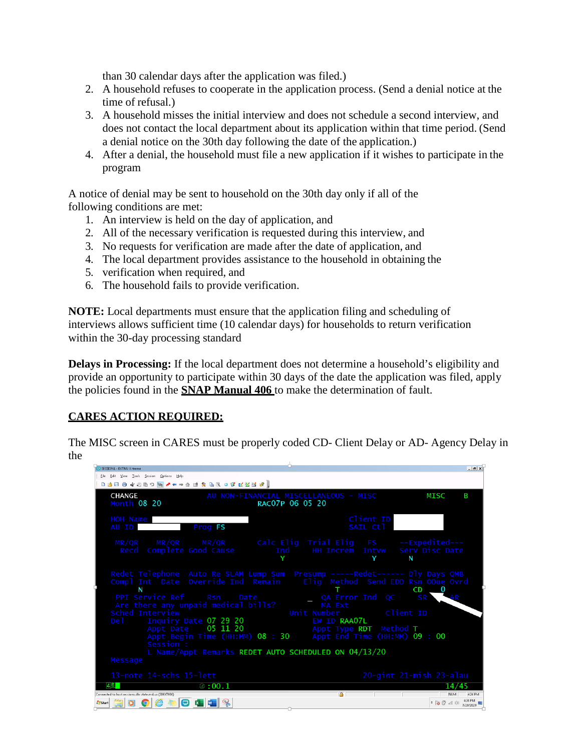than 30 calendar days after the application was filed.)

2. A household refuses to cooperate in the application process. (Send a denial notice at the time of refusal.)
3. A household misses the initial interview and does not schedule a second interview, and does not contact the local department about its application within that time period. (Send a denial notice on the 30th day following the date of the application.)
4. After a denial, the household must file a new application if it wishes to participate in the program

A notice of denial may be sent to household on the 30th day only if all of the following conditions are met:

1. An interview is held on the day of application, and
2. All of the necessary verification is requested during this interview, and
3. No requests for verification are made after the date of application, and
4. The local department provides assistance to the household in obtaining the
5. verification when required, and
6. The household fails to provide verification.

**NOTE:** Local departments must ensure that the application filing and scheduling of interviews allows sufficient time (10 calendar days) for households to return verification within the 30-day processing standard

**Delays in Processing:** If the local department does not determine a household's eligibility and provide an opportunity to participate within 30 days of the date the application was filed, apply the policies found in the **SNAP Manual 406** to make the determination of fault.

**CARES ACTION REQUIRED:**

The MISC screen in CARES must be properly coded CD- Client Delay or AD- Agency Delay in the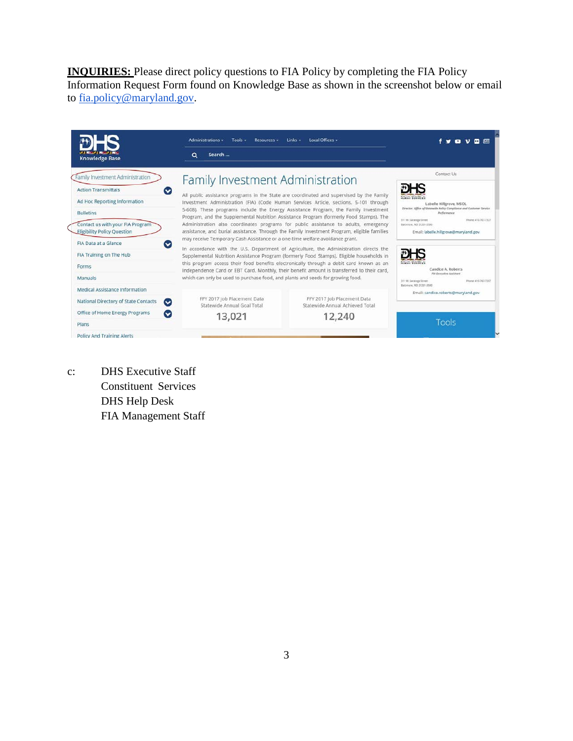**INQUIRIES:** Please direct policy questions to FIA Policy by completing the FIA Policy Information Request Form found on Knowledge Base as shown in the screenshot below or email to fia.policy@maryland.gov.

c: DHS Executive Staff
Constituent Services
DHS Help Desk
FIA Management Staff